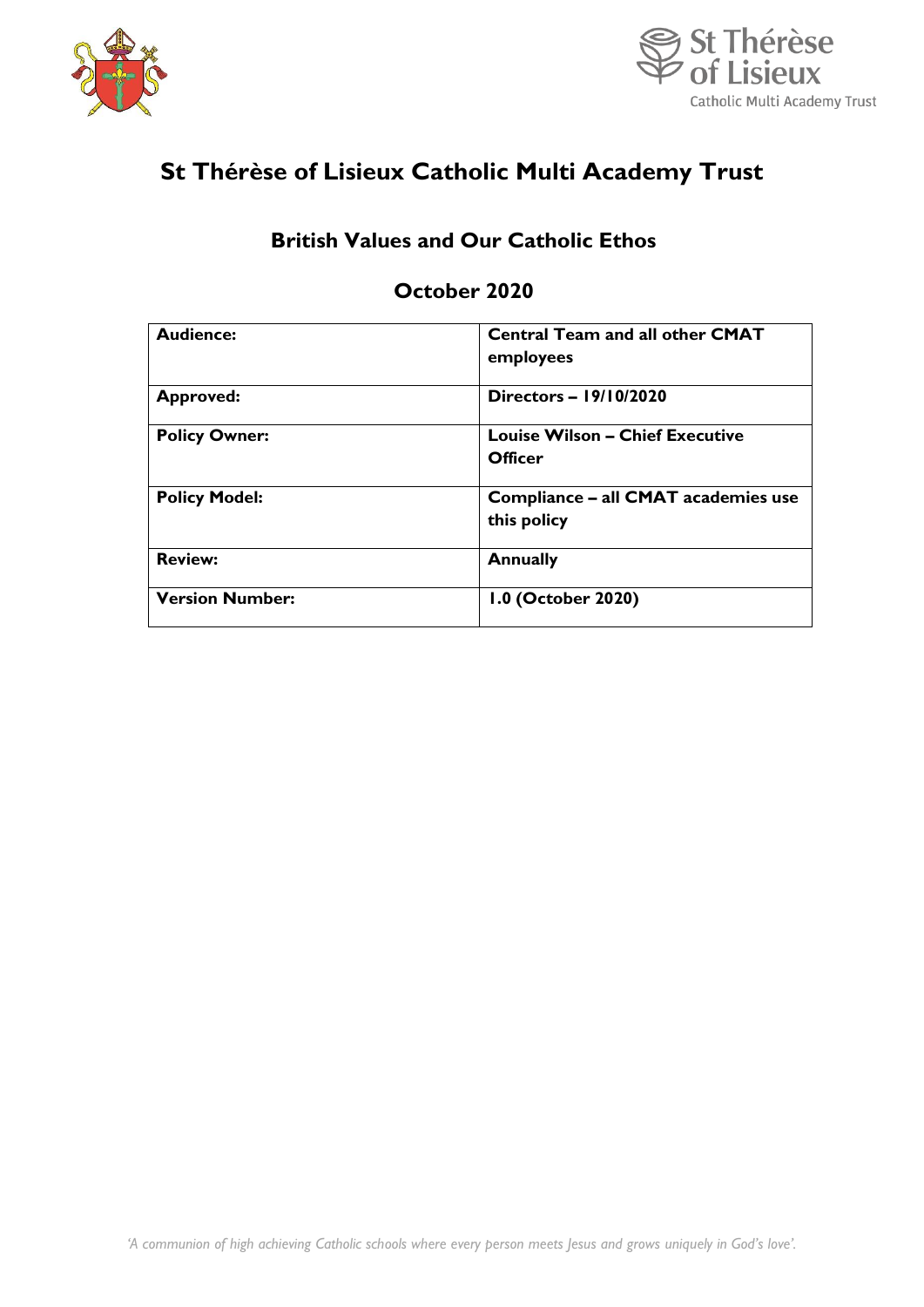# St Thérèse of Lisieux Catholic Multi Academy Trust

## British Values and Our Catholic Ethos

## October 2020

| **Audience:** | **Central Team and all other CMAT employees** |
|---|---|
| **Approved:** | **Directors – 19/10/2020** |
| **Policy Owner:** | **Louise Wilson – Chief Executive Officer** |
| **Policy Model:** | **Compliance – all CMAT academies use this policy** |
| **Review:** | **Annually** |
| **Version Number:** | **1.0 (October 2020)** |

*'A communion of high achieving Catholic schools where every person meets Jesus and grows uniquely in God's love'.*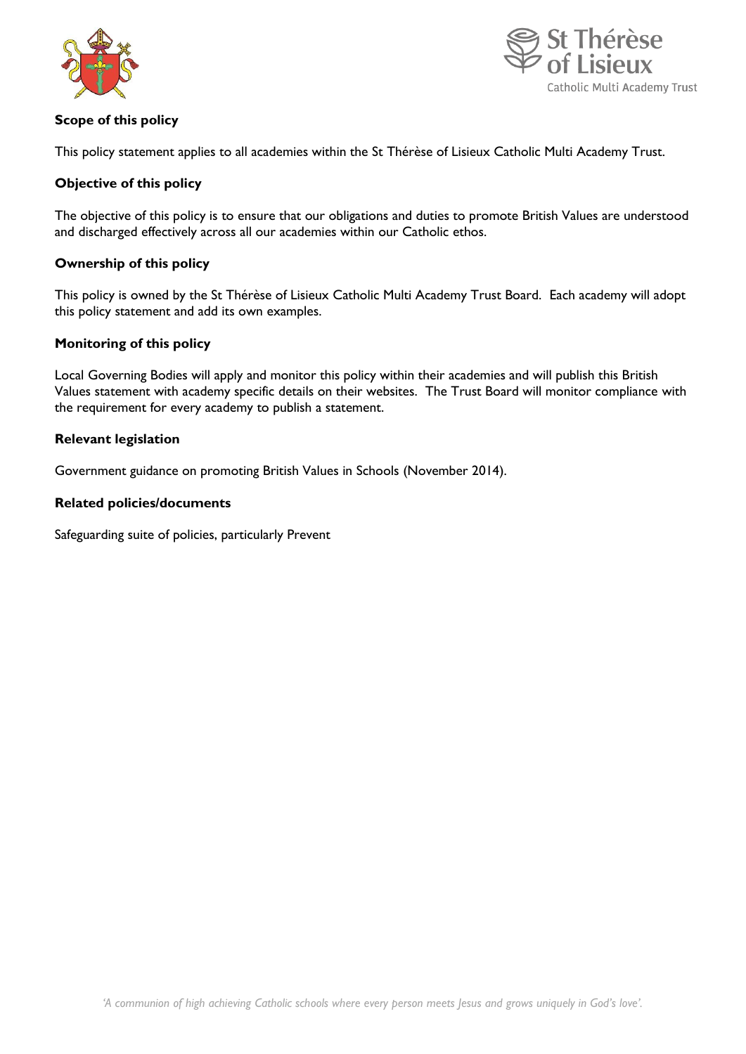**Scope of this policy**

This policy statement applies to all academies within the St Thérèse of Lisieux Catholic Multi Academy Trust.

**Objective of this policy**

The objective of this policy is to ensure that our obligations and duties to promote British Values are understood and discharged effectively across all our academies within our Catholic ethos.

**Ownership of this policy**

This policy is owned by the St Thérèse of Lisieux Catholic Multi Academy Trust Board. Each academy will adopt this policy statement and add its own examples.

**Monitoring of this policy**

Local Governing Bodies will apply and monitor this policy within their academies and will publish this British Values statement with academy specific details on their websites. The Trust Board will monitor compliance with the requirement for every academy to publish a statement.

**Relevant legislation**

Government guidance on promoting British Values in Schools (November 2014).

**Related policies/documents**

Safeguarding suite of policies, particularly Prevent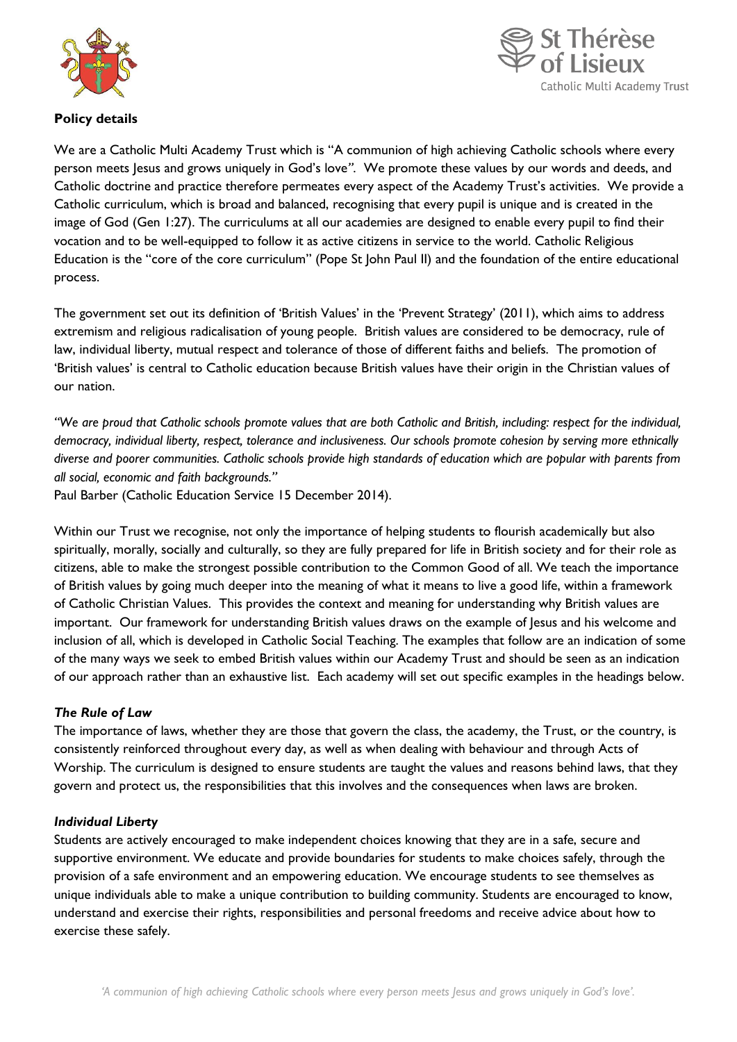**Policy details**

We are a Catholic Multi Academy Trust which is "A communion of high achieving Catholic schools where every person meets Jesus and grows uniquely in God's love*".* We promote these values by our words and deeds, and Catholic doctrine and practice therefore permeates every aspect of the Academy Trust's activities. We provide a Catholic curriculum, which is broad and balanced, recognising that every pupil is unique and is created in the image of God (Gen 1:27). The curriculums at all our academies are designed to enable every pupil to find their vocation and to be well-equipped to follow it as active citizens in service to the world. Catholic Religious Education is the "core of the core curriculum" (Pope St John Paul II) and the foundation of the entire educational process.

The government set out its definition of 'British Values' in the 'Prevent Strategy' (2011), which aims to address extremism and religious radicalisation of young people. British values are considered to be democracy, rule of law, individual liberty, mutual respect and tolerance of those of different faiths and beliefs. The promotion of 'British values' is central to Catholic education because British values have their origin in the Christian values of our nation.

*"We are proud that Catholic schools promote values that are both Catholic and British, including: respect for the individual, democracy, individual liberty, respect, tolerance and inclusiveness. Our schools promote cohesion by serving more ethnically diverse and poorer communities. Catholic schools provide high standards of education which are popular with parents from all social, economic and faith backgrounds."*
Paul Barber (Catholic Education Service 15 December 2014).

Within our Trust we recognise, not only the importance of helping students to flourish academically but also spiritually, morally, socially and culturally, so they are fully prepared for life in British society and for their role as citizens, able to make the strongest possible contribution to the Common Good of all. We teach the importance of British values by going much deeper into the meaning of what it means to live a good life, within a framework of Catholic Christian Values. This provides the context and meaning for understanding why British values are important. Our framework for understanding British values draws on the example of Jesus and his welcome and inclusion of all, which is developed in Catholic Social Teaching. The examples that follow are an indication of some of the many ways we seek to embed British values within our Academy Trust and should be seen as an indication of our approach rather than an exhaustive list. Each academy will set out specific examples in the headings below.

***The Rule of Law***

The importance of laws, whether they are those that govern the class, the academy, the Trust, or the country, is consistently reinforced throughout every day, as well as when dealing with behaviour and through Acts of Worship. The curriculum is designed to ensure students are taught the values and reasons behind laws, that they govern and protect us, the responsibilities that this involves and the consequences when laws are broken.

***Individual Liberty***

Students are actively encouraged to make independent choices knowing that they are in a safe, secure and supportive environment. We educate and provide boundaries for students to make choices safely, through the provision of a safe environment and an empowering education. We encourage students to see themselves as unique individuals able to make a unique contribution to building community. Students are encouraged to know, understand and exercise their rights, responsibilities and personal freedoms and receive advice about how to exercise these safely.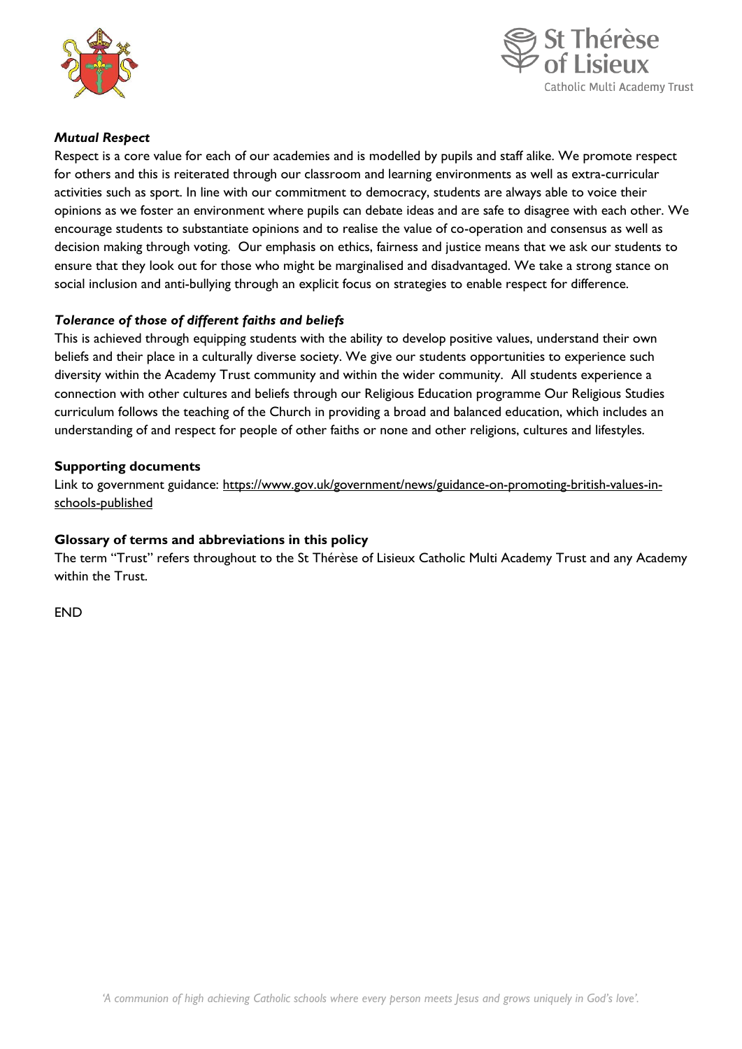### *Mutual Respect*

Respect is a core value for each of our academies and is modelled by pupils and staff alike. We promote respect for others and this is reiterated through our classroom and learning environments as well as extra-curricular activities such as sport. In line with our commitment to democracy, students are always able to voice their opinions as we foster an environment where pupils can debate ideas and are safe to disagree with each other. We encourage students to substantiate opinions and to realise the value of co-operation and consensus as well as decision making through voting. Our emphasis on ethics, fairness and justice means that we ask our students to ensure that they look out for those who might be marginalised and disadvantaged. We take a strong stance on social inclusion and anti-bullying through an explicit focus on strategies to enable respect for difference.

### *Tolerance of those of different faiths and beliefs*

This is achieved through equipping students with the ability to develop positive values, understand their own beliefs and their place in a culturally diverse society. We give our students opportunities to experience such diversity within the Academy Trust community and within the wider community. All students experience a connection with other cultures and beliefs through our Religious Education programme Our Religious Studies curriculum follows the teaching of the Church in providing a broad and balanced education, which includes an understanding of and respect for people of other faiths or none and other religions, cultures and lifestyles.

### Supporting documents

Link to government guidance: [https://www.gov.uk/government/news/guidance-on-promoting-british-values-in-schools-published](https://www.gov.uk/government/news/guidance-on-promoting-british-values-in-schools-published)

### Glossary of terms and abbreviations in this policy

The term "Trust" refers throughout to the St Thérèse of Lisieux Catholic Multi Academy Trust and any Academy within the Trust.

END